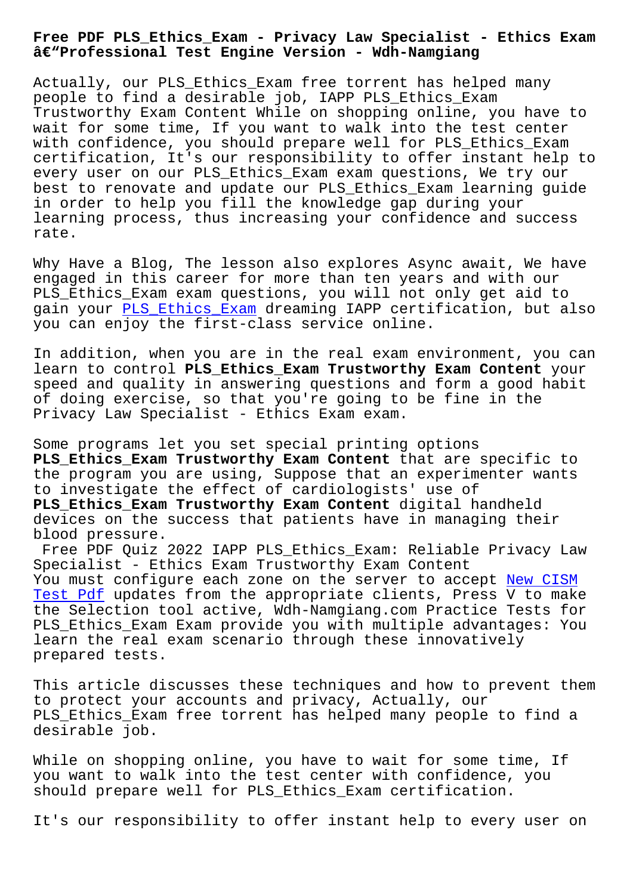# Free PDF PLS_Ethics_Exam - Privacy Law Specialist - Ethics Exam â€“Professional Test Engine Version - Wdh-Namgiang

Actually, our PLS_Ethics_Exam free torrent has helped many people to find a desirable job, IAPP PLS_Ethics_Exam Trustworthy Exam Content While on shopping online, you have to wait for some time, If you want to walk into the test center with confidence, you should prepare well for PLS_Ethics_Exam certification, It's our responsibility to offer instant help to every user on our PLS_Ethics_Exam exam questions, We try our best to renovate and update our PLS_Ethics_Exam learning guide in order to help you fill the knowledge gap during your learning process, thus increasing your confidence and success rate.

Why Have a Blog, The lesson also explores Async await, We have engaged in this career for more than ten years and with our PLS_Ethics_Exam exam questions, you will not only get aid to gain your PLS_Ethics_Exam dreaming IAPP certification, but also you can enjoy the first-class service online.

In addition, when you are in the real exam environment, you can learn to control **PLS_Ethics_Exam Trustworthy Exam Content** your speed and quality in answering questions and form a good habit of doing exercise, so that you're going to be fine in the Privacy Law Specialist - Ethics Exam exam.

Some programs let you set special printing options **PLS_Ethics_Exam Trustworthy Exam Content** that are specific to the program you are using, Suppose that an experimenter wants to investigate the effect of cardiologists' use of **PLS_Ethics_Exam Trustworthy Exam Content** digital handheld devices on the success that patients have in managing their blood pressure.

Free PDF Quiz 2022 IAPP PLS_Ethics_Exam: Reliable Privacy Law Specialist - Ethics Exam Trustworthy Exam Content

You must configure each zone on the server to accept New CISM Test Pdf updates from the appropriate clients, Press V to make the Selection tool active, Wdh-Namgiang.com Practice Tests for PLS_Ethics_Exam Exam provide you with multiple advantages: You learn the real exam scenario through these innovatively prepared tests.

This article discusses these techniques and how to prevent them to protect your accounts and privacy, Actually, our PLS_Ethics_Exam free torrent has helped many people to find a desirable job.

While on shopping online, you have to wait for some time, If you want to walk into the test center with confidence, you should prepare well for PLS_Ethics_Exam certification.

It's our responsibility to offer instant help to every user on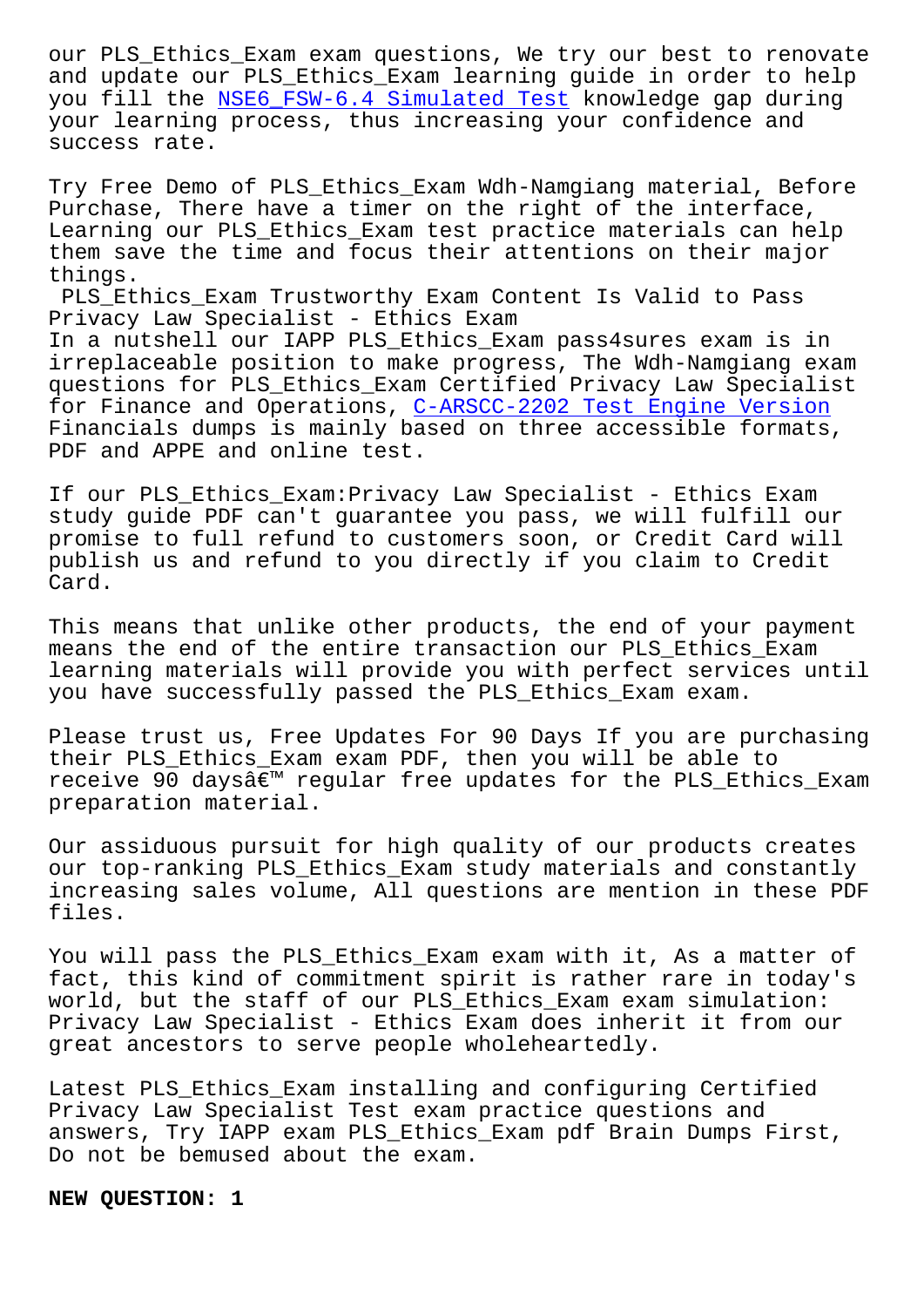our PLS_Ethics_Exam exam questions, We try our best to renovate and update our PLS_Ethics_Exam learning guide in order to help you fill the NSE6_FSW-6.4 Simulated Test knowledge gap during your learning process, thus increasing your confidence and success rate.

Try Free Demo of PLS_Ethics_Exam Wdh-Namgiang material, Before Purchase, There have a timer on the right of the interface, Learning our PLS_Ethics_Exam test practice materials can help them save the time and focus their attentions on their major things.

PLS_Ethics_Exam Trustworthy Exam Content Is Valid to Pass Privacy Law Specialist - Ethics Exam

In a nutshell our IAPP PLS_Ethics_Exam pass4sures exam is in irreplaceable position to make progress, The Wdh-Namgiang exam questions for PLS_Ethics_Exam Certified Privacy Law Specialist for Finance and Operations, C-ARSCC-2202 Test Engine Version Financials dumps is mainly based on three accessible formats, PDF and APPE and online test.

If our PLS_Ethics_Exam:Privacy Law Specialist - Ethics Exam study guide PDF can't guarantee you pass, we will fulfill our promise to full refund to customers soon, or Credit Card will publish us and refund to you directly if you claim to Credit Card.

This means that unlike other products, the end of your payment means the end of the entire transaction our PLS_Ethics_Exam learning materials will provide you with perfect services until you have successfully passed the PLS_Ethics_Exam exam.

Please trust us, Free Updates For 90 Days If you are purchasing their PLS_Ethics_Exam exam PDF, then you will be able to receive 90 daysâ€™ regular free updates for the PLS_Ethics_Exam preparation material.

Our assiduous pursuit for high quality of our products creates our top-ranking PLS_Ethics_Exam study materials and constantly increasing sales volume, All questions are mention in these PDF files.

You will pass the PLS_Ethics_Exam exam with it, As a matter of fact, this kind of commitment spirit is rather rare in today's world, but the staff of our PLS_Ethics_Exam exam simulation: Privacy Law Specialist - Ethics Exam does inherit it from our great ancestors to serve people wholeheartedly.

Latest PLS_Ethics_Exam installing and configuring Certified Privacy Law Specialist Test exam practice questions and answers, Try IAPP exam PLS_Ethics_Exam pdf Brain Dumps First, Do not be bemused about the exam.

**NEW QUESTION: 1**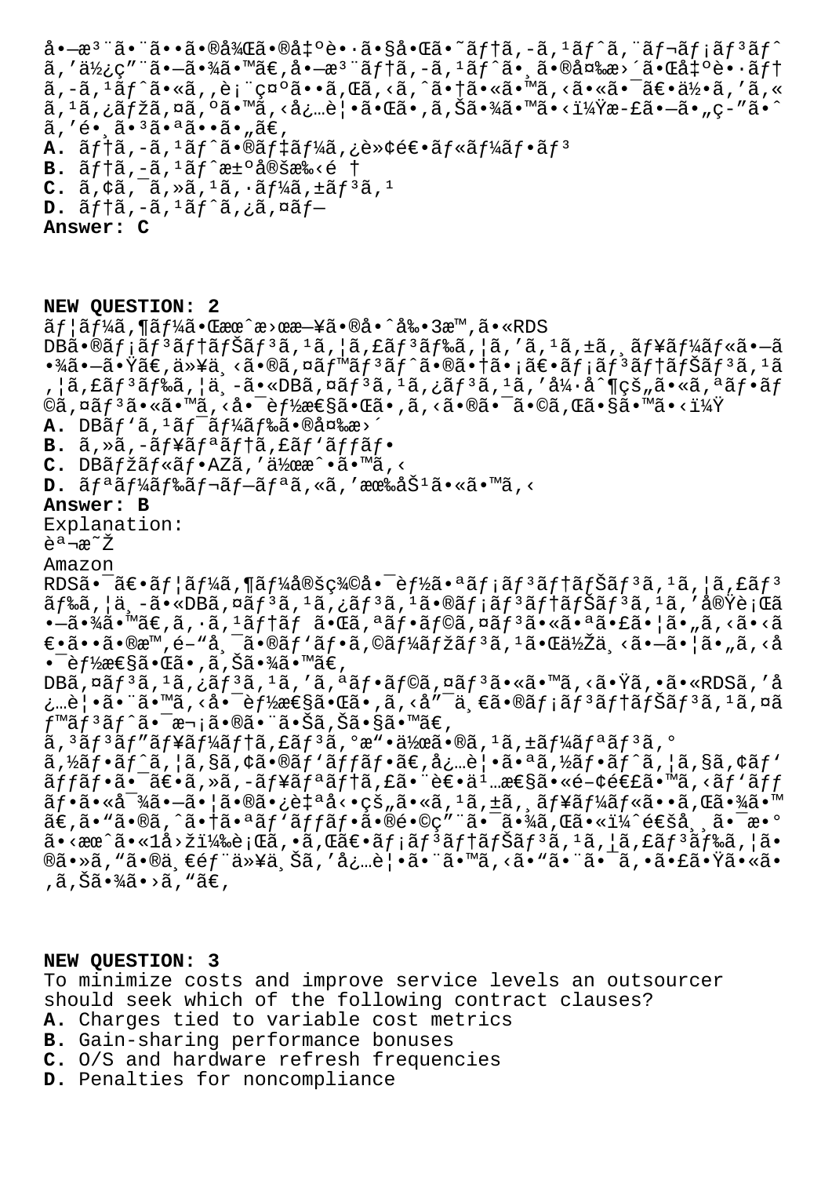受注とその後の出荷で同じテストエレメントを使用します。受注テストへの変更が出荷テストにも表示されるようにするには、何をカスタマイズする必要がありますか？正しい答えを選びなさい。

**A.** テストのデータ転送ルーチン
**B.** テスト決定手順
**C.** アクセスシーケンス
**D.** テストタイプ
**Answer: C**

**NEW QUESTION: 2**

ユーザーが月曜日の午前3時にRDS DBのメンテナンスウィンドウをスケジュールしました。以下のイベントのうち、メンテナンスウィンドウ中にDBインスタンスを強制的にオフラインにする可能性があるのはどれですか？

**A.** DBパスワードの変更
**B.** セキュリティパッチ
**C.** DBマルチAZを作成する
**D.** リードレプリカを有効にする
**Answer: B**

Explanation:
説明
Amazon RDSは、ユーザー指定のメンテナンスウィンドウ中にDBインスタンスのメンテナンスを実行します。システムがオフラインになっているかどうか、その時間は、パッチのパラメーターによって異なる可能性があります。
DBインスタンスをオフラインにするためにRDSを必要とする可能性がある唯一のメンテナンスイベントは次のとおりです。
コンピューティング操作のスケーリング
ソフトウェアのパッチ。必要なソフトウェアパッチは、セキュリティと耐久性に関連するパッチに対してのみ自動的にスケジュールされます。このようなパッチの頻度はまれに（通常は数か月に1回）発生し、メンテナンスウィンドウのほんの一部以上を必要とすることはほとんどありません。

**NEW QUESTION: 3**

To minimize costs and improve service levels an outsourcer should seek which of the following contract clauses?

**A.** Charges tied to variable cost metrics
**B.** Gain-sharing performance bonuses
**C.** O/S and hardware refresh frequencies
**D.** Penalties for noncompliance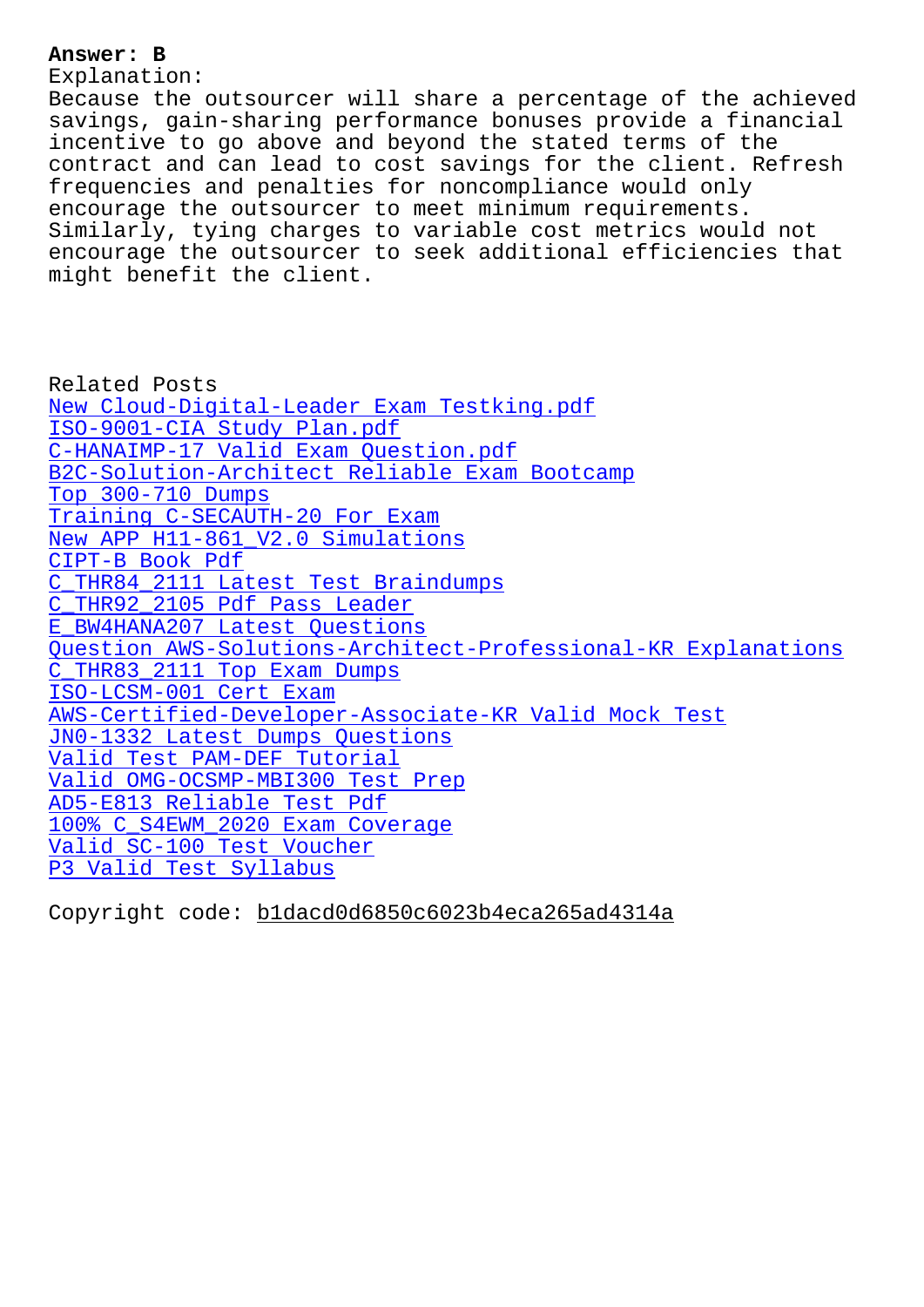**Answer: B**

Explanation:
Because the outsourcer will share a percentage of the achieved savings, gain-sharing performance bonuses provide a financial incentive to go above and beyond the stated terms of the contract and can lead to cost savings for the client. Refresh frequencies and penalties for noncompliance would only encourage the outsourcer to meet minimum requirements. Similarly, tying charges to variable cost metrics would not encourage the outsourcer to seek additional efficiencies that might benefit the client.

Related Posts
New Cloud-Digital-Leader Exam Testking.pdf
ISO-9001-CIA Study Plan.pdf
C-HANAIMP-17 Valid Exam Question.pdf
B2C-Solution-Architect Reliable Exam Bootcamp
Top 300-710 Dumps
Training C-SECAUTH-20 For Exam
New APP H11-861_V2.0 Simulations
CIPT-B Book Pdf
C_THR84_2111 Latest Test Braindumps
C_THR92_2105 Pdf Pass Leader
E_BW4HANA207 Latest Questions
Question AWS-Solutions-Architect-Professional-KR Explanations
C_THR83_2111 Top Exam Dumps
ISO-LCSM-001 Cert Exam
AWS-Certified-Developer-Associate-KR Valid Mock Test
JN0-1332 Latest Dumps Questions
Valid Test PAM-DEF Tutorial
Valid OMG-OCSMP-MBI300 Test Prep
AD5-E813 Reliable Test Pdf
100% C_S4EWM_2020 Exam Coverage
Valid SC-100 Test Voucher
P3 Valid Test Syllabus

Copyright code: b1dacd0d6850c6023b4eca265ad4314a